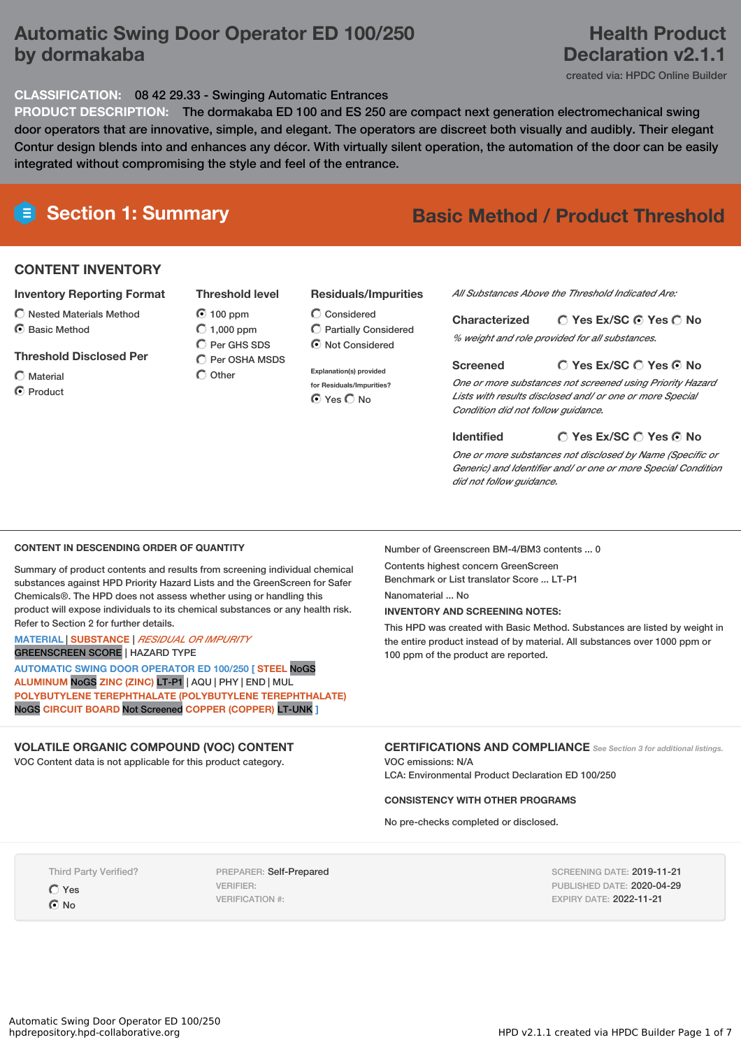# Automatic Swing Door Operator ED 100/250 by dormakaba

## Health Product Declaration v2.1.1

created via: HPDC Online Builder

**CLASSIFICATION:** 08 42 29.33 - Swinging Automatic Entrances

**PRODUCT DESCRIPTION:** The dormakaba ED 100 and ES 250 are compact next generation electromechanical swing door operators that are innovative, simple, and elegant. The operators are discreet both visually and audibly. Their elegant Contur design blends into and enhances any décor. With virtually silent operation, the automation of the door can be easily integrated without compromising the style and feel of the entrance.

## Section 1: Summary

**Basic Method / Product Threshold**

### CONTENT INVENTORY

**Inventory Reporting Format**

- ○ Nested Materials Method
- ● Basic Method

**Threshold Disclosed Per**

- ○ Material
- ● Product

**Threshold level**

- ● 100 ppm
- ○ 1,000 ppm
- ○ Per GHS SDS
- ○ Per OSHA MSDS
- ○ Other

**Residuals/Impurities**

- ○ Considered
- ○ Partially Considered
- ● Not Considered

Explanation(s) provided for Residuals/Impurities?

● Yes ○ No

*All Substances Above the Threshold Indicated Are:*

**Characterized** ○ Yes Ex/SC ● Yes ○ No

*% weight and role provided for all substances.*

**Screened** ○ Yes Ex/SC ○ Yes ● No

*One or more substances not screened using Priority Hazard Lists with results disclosed and/ or one or more Special Condition did not follow guidance.*

**Identified** ○ Yes Ex/SC ○ Yes ● No

*One or more substances not disclosed by Name (Specific or Generic) and Identifier and/ or one or more Special Condition did not follow guidance.*

### CONTENT IN DESCENDING ORDER OF QUANTITY

Summary of product contents and results from screening individual chemical substances against HPD Priority Hazard Lists and the GreenScreen for Safer Chemicals®. The HPD does not assess whether using or handling this product will expose individuals to its chemical substances or any health risk. Refer to Section 2 for further details.

MATERIAL | SUBSTANCE | *RESIDUAL OR IMPURITY*
GREENSCREEN SCORE | HAZARD TYPE

AUTOMATIC SWING DOOR OPERATOR ED 100/250 [ STEEL NoGS ALUMINUM NoGS ZINC (ZINC) LT-P1 | AQU | PHY | END | MUL POLYBUTYLENE TEREPHTHALATE (POLYBUTYLENE TEREPHTHALATE) NoGS CIRCUIT BOARD Not Screened COPPER (COPPER) LT-UNK ]

Number of Greenscreen BM-4/BM3 contents ... 0

Contents highest concern GreenScreen Benchmark or List translator Score ... LT-P1

Nanomaterial ... No

**INVENTORY AND SCREENING NOTES:**

This HPD was created with Basic Method. Substances are listed by weight in the entire product instead of by material. All substances over 1000 ppm or 100 ppm of the product are reported.

### VOLATILE ORGANIC COMPOUND (VOC) CONTENT

VOC Content data is not applicable for this product category.

### CERTIFICATIONS AND COMPLIANCE

*See Section 3 for additional listings.*

VOC emissions: N/A

LCA: Environmental Product Declaration ED 100/250

**CONSISTENCY WITH OTHER PROGRAMS**

No pre-checks completed or disclosed.

Third Party Verified?

- ○ Yes
- ● No

PREPARER: Self-Prepared
VERIFIER:
VERIFICATION #:

SCREENING DATE: 2019-11-21
PUBLISHED DATE: 2020-04-29
EXPIRY DATE: 2022-11-21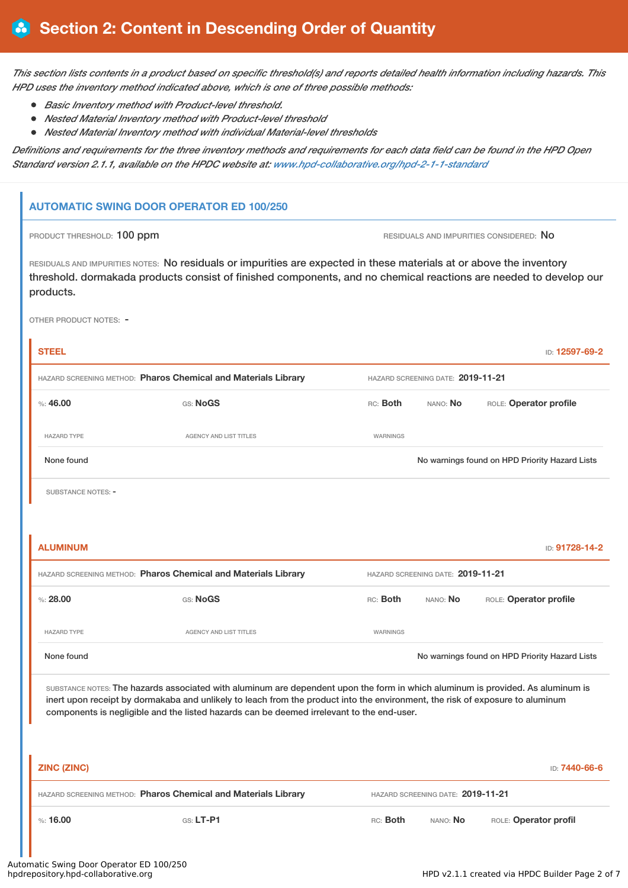# Section 2: Content in Descending Order of Quantity

*This section lists contents in a product based on specific threshold(s) and reports detailed health information including hazards. This HPD uses the inventory method indicated above, which is one of three possible methods:*

- *Basic Inventory method with Product-level threshold.*
- *Nested Material Inventory method with Product-level threshold*
- *Nested Material Inventory method with individual Material-level thresholds*

*Definitions and requirements for the three inventory methods and requirements for each data field can be found in the HPD Open Standard version 2.1.1, available on the HPDC website at: www.hpd-collaborative.org/hpd-2-1-1-standard*

## AUTOMATIC SWING DOOR OPERATOR ED 100/250

PRODUCT THRESHOLD: 100 ppm

RESIDUALS AND IMPURITIES CONSIDERED: No

RESIDUALS AND IMPURITIES NOTES: No residuals or impurities are expected in these materials at or above the inventory threshold. dormakada products consist of finished components, and no chemical reactions are needed to develop our products.

OTHER PRODUCT NOTES: -

### STEEL

ID: 12597-69-2

HAZARD SCREENING METHOD: **Pharos Chemical and Materials Library** HAZARD SCREENING DATE: **2019-11-21**

%: **46.00** GS: **NoGS** RC: **Both** NANO: **No** ROLE: **Operator profile**

| HAZARD TYPE | AGENCY AND LIST TITLES | WARNINGS |
| --- | --- | --- |
| None found | | No warnings found on HPD Priority Hazard Lists |

SUBSTANCE NOTES: -

### ALUMINUM

ID: 91728-14-2

HAZARD SCREENING METHOD: **Pharos Chemical and Materials Library** HAZARD SCREENING DATE: **2019-11-21**

%: **28.00** GS: **NoGS** RC: **Both** NANO: **No** ROLE: **Operator profile**

| HAZARD TYPE | AGENCY AND LIST TITLES | WARNINGS |
| --- | --- | --- |
| None found | | No warnings found on HPD Priority Hazard Lists |

SUBSTANCE NOTES: The hazards associated with aluminum are dependent upon the form in which aluminum is provided. As aluminum is inert upon receipt by dormakaba and unlikely to leach from the product into the environment, the risk of exposure to aluminum components is negligible and the listed hazards can be deemed irrelevant to the end-user.

### ZINC (ZINC)

ID: 7440-66-6

HAZARD SCREENING METHOD: **Pharos Chemical and Materials Library** HAZARD SCREENING DATE: **2019-11-21**

%: **16.00** GS: **LT-P1** RC: **Both** NANO: **No** ROLE: **Operator profil**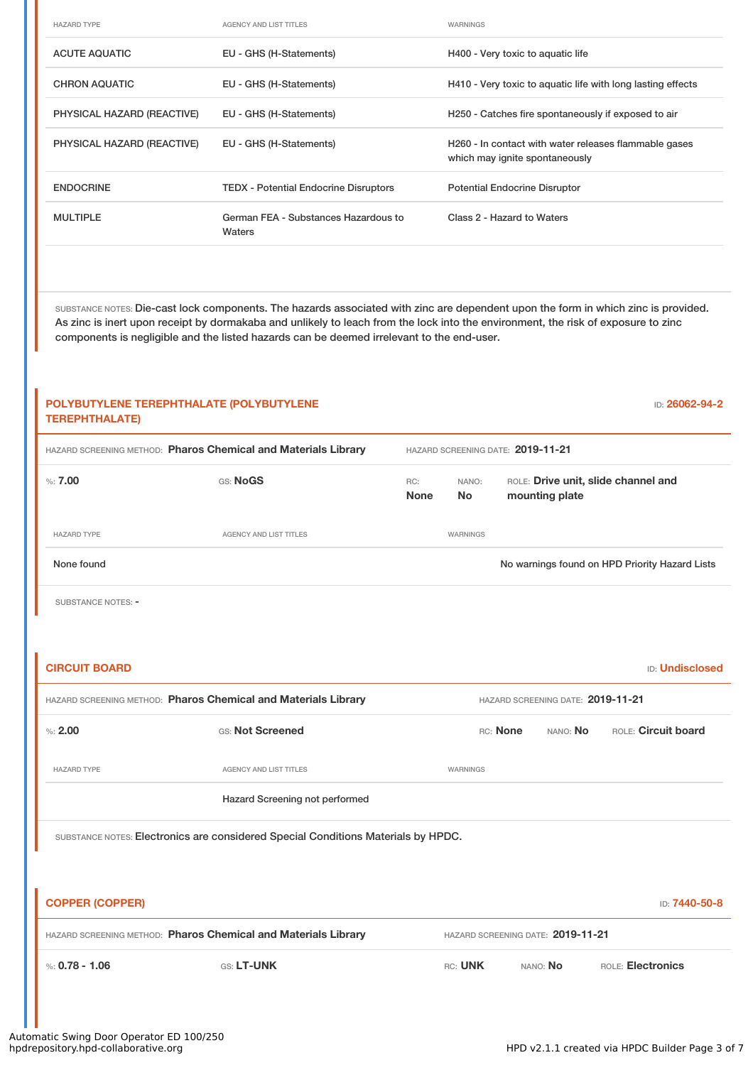| HAZARD TYPE | AGENCY AND LIST TITLES | WARNINGS |
|---|---|---|
| ACUTE AQUATIC | EU - GHS (H-Statements) | H400 - Very toxic to aquatic life |
| CHRON AQUATIC | EU - GHS (H-Statements) | H410 - Very toxic to aquatic life with long lasting effects |
| PHYSICAL HAZARD (REACTIVE) | EU - GHS (H-Statements) | H250 - Catches fire spontaneously if exposed to air |
| PHYSICAL HAZARD (REACTIVE) | EU - GHS (H-Statements) | H260 - In contact with water releases flammable gases which may ignite spontaneously |
| ENDOCRINE | TEDX - Potential Endocrine Disruptors | Potential Endocrine Disruptor |
| MULTIPLE | German FEA - Substances Hazardous to Waters | Class 2 - Hazard to Waters |

SUBSTANCE NOTES: Die-cast lock components. The hazards associated with zinc are dependent upon the form in which zinc is provided. As zinc is inert upon receipt by dormakaba and unlikely to leach from the lock into the environment, the risk of exposure to zinc components is negligible and the listed hazards can be deemed irrelevant to the end-user.

## POLYBUTYLENE TEREPHTHALATE (POLYBUTYLENE TEREPHTHALATE)

ID: 26062-94-2

HAZARD SCREENING METHOD: **Pharos Chemical and Materials Library** HAZARD SCREENING DATE: **2019-11-21**

%: **7.00** GS: **NoGS** RC: **None** NANO: **No** ROLE: **Drive unit, slide channel and mounting plate**

| HAZARD TYPE | AGENCY AND LIST TITLES | WARNINGS |
|---|---|---|
| None found | | No warnings found on HPD Priority Hazard Lists |

SUBSTANCE NOTES: -

## CIRCUIT BOARD

ID: Undisclosed

HAZARD SCREENING METHOD: **Pharos Chemical and Materials Library** HAZARD SCREENING DATE: **2019-11-21**

%: **2.00** GS: **Not Screened** RC: **None** NANO: **No** ROLE: **Circuit board**

| HAZARD TYPE | AGENCY AND LIST TITLES | WARNINGS |
|---|---|---|
| | Hazard Screening not performed | |

SUBSTANCE NOTES: Electronics are considered Special Conditions Materials by HPDC.

## COPPER (COPPER)

ID: 7440-50-8

HAZARD SCREENING METHOD: **Pharos Chemical and Materials Library** HAZARD SCREENING DATE: **2019-11-21**

%: **0.78 - 1.06** GS: **LT-UNK** RC: **UNK** NANO: **No** ROLE: **Electronics**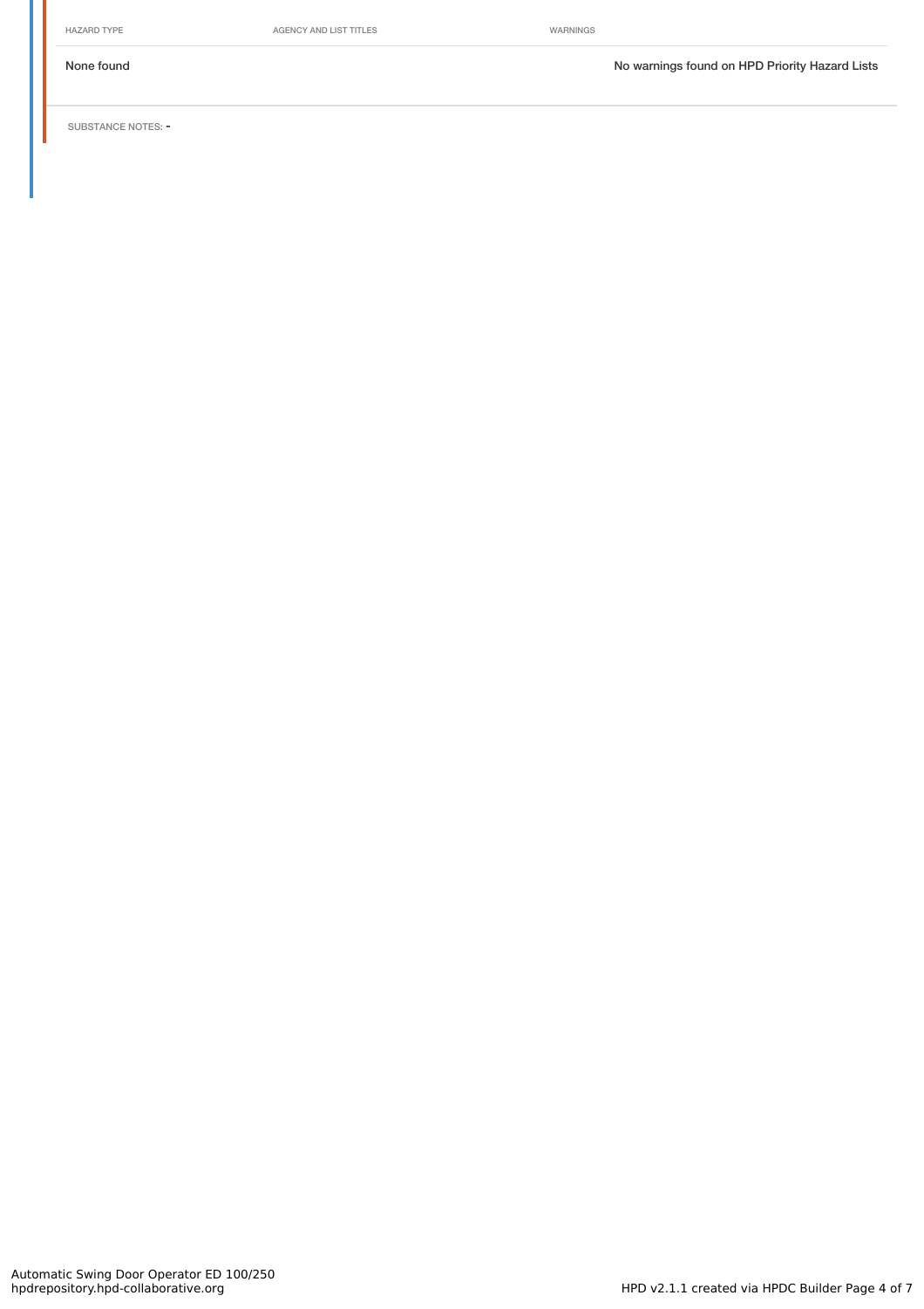| HAZARD TYPE | AGENCY AND LIST TITLES | WARNINGS |
| --- | --- | --- |
| None found | | No warnings found on HPD Priority Hazard Lists |

SUBSTANCE NOTES: -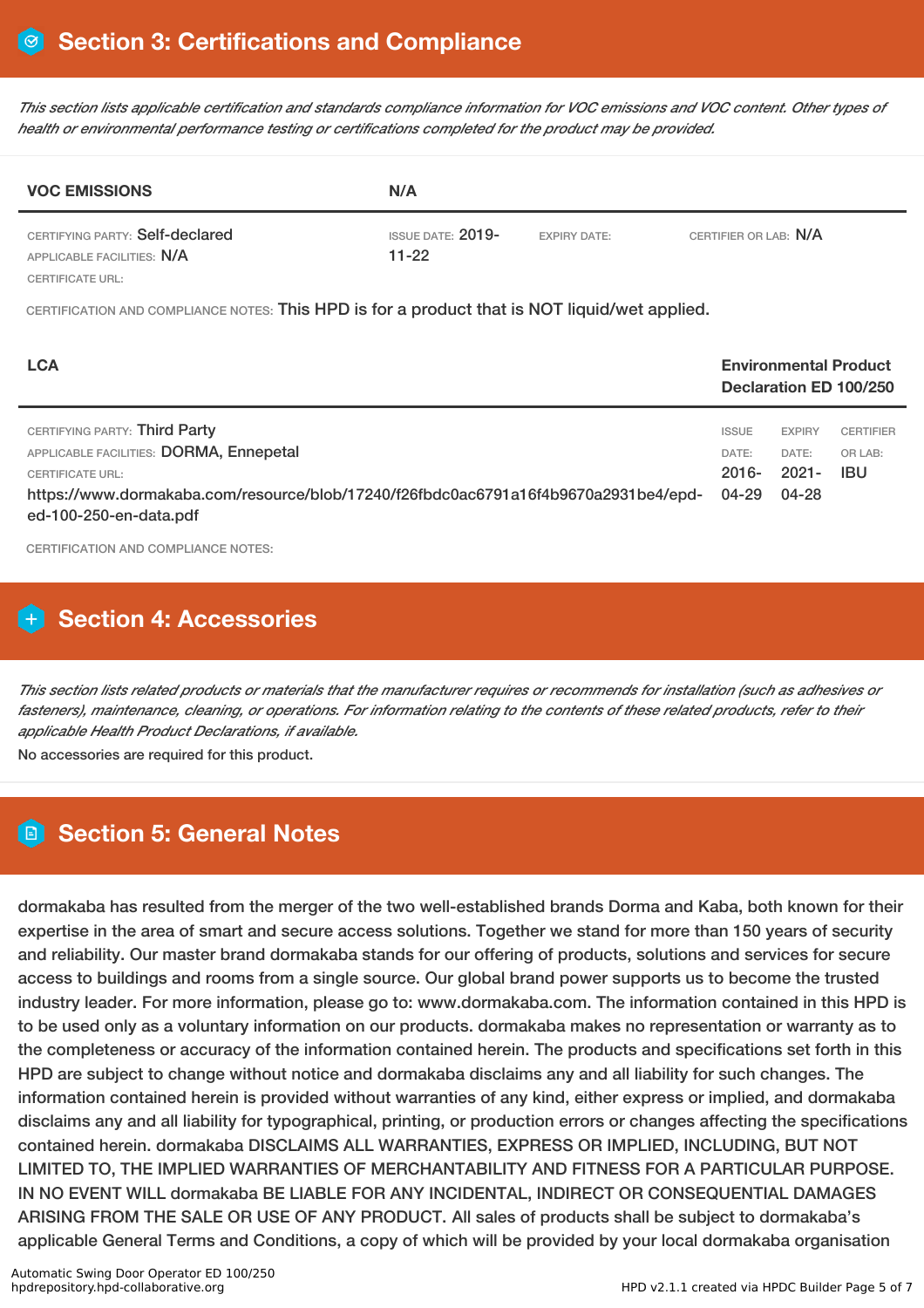# Section 3: Certifications and Compliance

*This section lists applicable certification and standards compliance information for VOC emissions and VOC content. Other types of health or environmental performance testing or certifications completed for the product may be provided.*

| VOC EMISSIONS | N/A | | |
|---|---|---|---|
| CERTIFYING PARTY: Self-declared<br>APPLICABLE FACILITIES: N/A<br>CERTIFICATE URL: | ISSUE DATE: 2019-11-22 | EXPIRY DATE: | CERTIFIER OR LAB: N/A |

CERTIFICATION AND COMPLIANCE NOTES: This HPD is for a product that is NOT liquid/wet applied.

| LCA | Environmental Product Declaration ED 100/250 | | |
|---|---|---|---|
| CERTIFYING PARTY: Third Party<br>APPLICABLE FACILITIES: DORMA, Ennepetal<br>CERTIFICATE URL:<br>https://www.dormakaba.com/resource/blob/17240/f26fbdc0ac6791a16f4b9670a2931be4/epd-ed-100-250-en-data.pdf | ISSUE DATE: 2016-04-29 | EXPIRY DATE: 2021-04-28 | CERTIFIER OR LAB: IBU |

CERTIFICATION AND COMPLIANCE NOTES:

# Section 4: Accessories

*This section lists related products or materials that the manufacturer requires or recommends for installation (such as adhesives or fasteners), maintenance, cleaning, or operations. For information relating to the contents of these related products, refer to their applicable Health Product Declarations, if available.*

No accessories are required for this product.

# Section 5: General Notes

dormakaba has resulted from the merger of the two well-established brands Dorma and Kaba, both known for their expertise in the area of smart and secure access solutions. Together we stand for more than 150 years of security and reliability. Our master brand dormakaba stands for our offering of products, solutions and services for secure access to buildings and rooms from a single source. Our global brand power supports us to become the trusted industry leader. For more information, please go to: www.dormakaba.com. The information contained in this HPD is to be used only as a voluntary information on our products. dormakaba makes no representation or warranty as to the completeness or accuracy of the information contained herein. The products and specifications set forth in this HPD are subject to change without notice and dormakaba disclaims any and all liability for such changes. The information contained herein is provided without warranties of any kind, either express or implied, and dormakaba disclaims any and all liability for typographical, printing, or production errors or changes affecting the specifications contained herein. dormakaba DISCLAIMS ALL WARRANTIES, EXPRESS OR IMPLIED, INCLUDING, BUT NOT LIMITED TO, THE IMPLIED WARRANTIES OF MERCHANTABILITY AND FITNESS FOR A PARTICULAR PURPOSE. IN NO EVENT WILL dormakaba BE LIABLE FOR ANY INCIDENTAL, INDIRECT OR CONSEQUENTIAL DAMAGES ARISING FROM THE SALE OR USE OF ANY PRODUCT. All sales of products shall be subject to dormakaba's applicable General Terms and Conditions, a copy of which will be provided by your local dormakaba organisation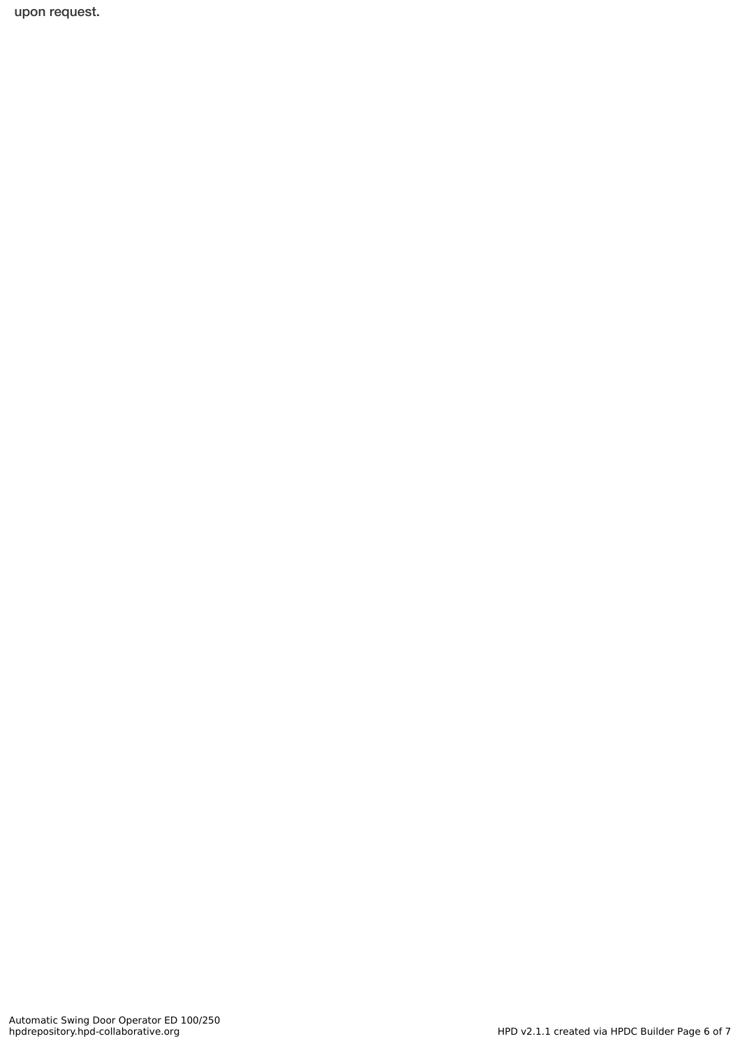upon request.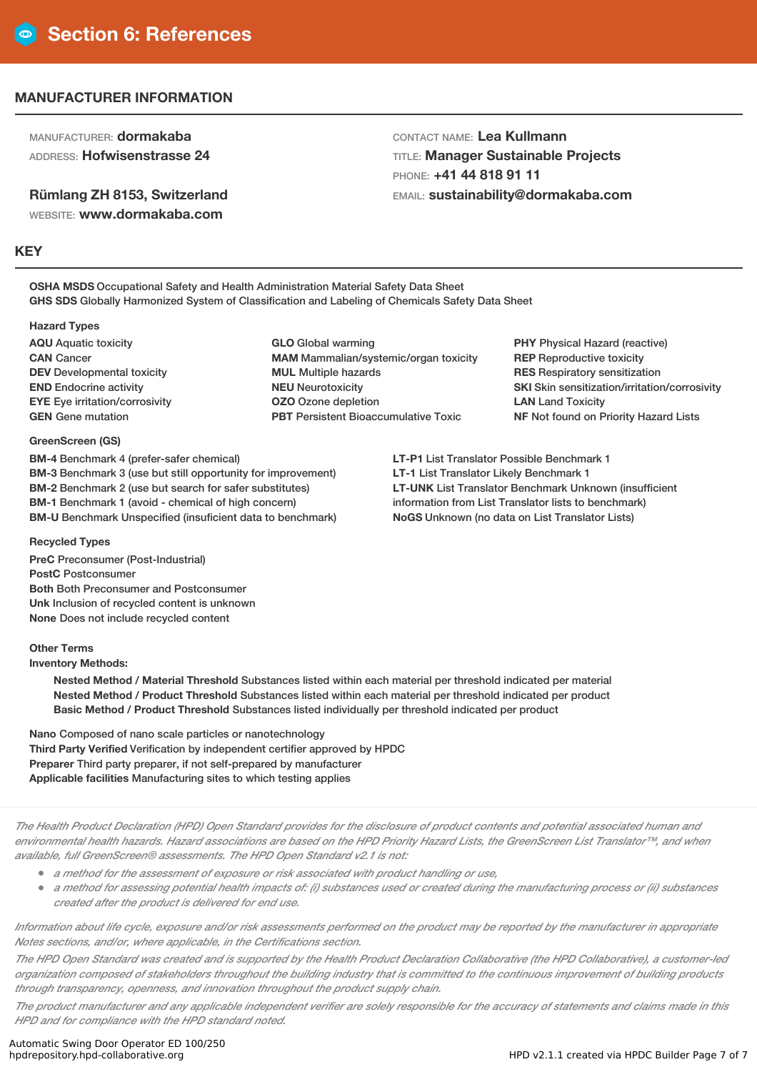# Section 6: References

## MANUFACTURER INFORMATION

MANUFACTURER: **dormakaba**
ADDRESS: **Hofwisenstrasse 24**

**Rümlang ZH 8153, Switzerland**
WEBSITE: **www.dormakaba.com**

CONTACT NAME: **Lea Kullmann**
TITLE: **Manager Sustainable Projects**
PHONE: **+41 44 818 91 11**
EMAIL: **sustainability@dormakaba.com**

## KEY

**OSHA MSDS** Occupational Safety and Health Administration Material Safety Data Sheet
**GHS SDS** Globally Harmonized System of Classification and Labeling of Chemicals Safety Data Sheet

### Hazard Types

**AQU** Aquatic toxicity
**CAN** Cancer
**DEV** Developmental toxicity
**END** Endocrine activity
**EYE** Eye irritation/corrosivity
**GEN** Gene mutation
**GLO** Global warming
**MAM** Mammalian/systemic/organ toxicity
**MUL** Multiple hazards
**NEU** Neurotoxicity
**OZO** Ozone depletion
**PBT** Persistent Bioaccumulative Toxic
**PHY** Physical Hazard (reactive)
**REP** Reproductive toxicity
**RES** Respiratory sensitization
**SKI** Skin sensitization/irritation/corrosivity
**LAN** Land Toxicity
**NF** Not found on Priority Hazard Lists

### GreenScreen (GS)

**BM-4** Benchmark 4 (prefer-safer chemical)
**BM-3** Benchmark 3 (use but still opportunity for improvement)
**BM-2** Benchmark 2 (use but search for safer substitutes)
**BM-1** Benchmark 1 (avoid - chemical of high concern)
**BM-U** Benchmark Unspecified (insuficient data to benchmark)
**LT-P1** List Translator Possible Benchmark 1
**LT-1** List Translator Likely Benchmark 1
**LT-UNK** List Translator Benchmark Unknown (insufficient information from List Translator lists to benchmark)
**NoGS** Unknown (no data on List Translator Lists)

### Recycled Types

**PreC** Preconsumer (Post-Industrial)
**PostC** Postconsumer
**Both** Both Preconsumer and Postconsumer
**Unk** Inclusion of recycled content is unknown
**None** Does not include recycled content

### Other Terms

**Inventory Methods:**

- **Nested Method / Material Threshold** Substances listed within each material per threshold indicated per material
- **Nested Method / Product Threshold** Substances listed within each material per threshold indicated per product
- **Basic Method / Product Threshold** Substances listed individually per threshold indicated per product

**Nano** Composed of nano scale particles or nanotechnology
**Third Party Verified** Verification by independent certifier approved by HPDC
**Preparer** Third party preparer, if not self-prepared by manufacturer
**Applicable facilities** Manufacturing sites to which testing applies

*The Health Product Declaration (HPD) Open Standard provides for the disclosure of product contents and potential associated human and environmental health hazards. Hazard associations are based on the HPD Priority Hazard Lists, the GreenScreen List Translator™, and when available, full GreenScreen® assessments. The HPD Open Standard v2.1 is not:*

- *a method for the assessment of exposure or risk associated with product handling or use,*
- *a method for assessing potential health impacts of: (i) substances used or created during the manufacturing process or (ii) substances created after the product is delivered for end use.*

*Information about life cycle, exposure and/or risk assessments performed on the product may be reported by the manufacturer in appropriate Notes sections, and/or, where applicable, in the Certifications section.*

*The HPD Open Standard was created and is supported by the Health Product Declaration Collaborative (the HPD Collaborative), a customer-led organization composed of stakeholders throughout the building industry that is committed to the continuous improvement of building products through transparency, openness, and innovation throughout the product supply chain.*

*The product manufacturer and any applicable independent verifier are solely responsible for the accuracy of statements and claims made in this HPD and for compliance with the HPD standard noted.*